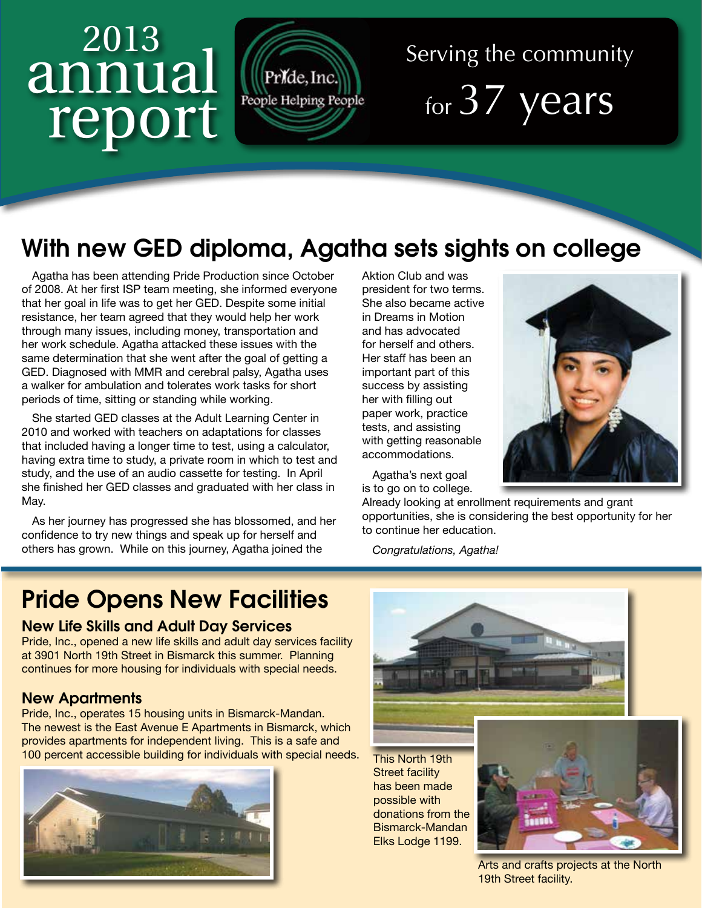# 2013 annual report

Pride, Inc.
People Helping People

Serving the community for 37 years

## With new GED diploma, Agatha sets sights on college

Agatha has been attending Pride Production since October of 2008. At her first ISP team meeting, she informed everyone that her goal in life was to get her GED. Despite some initial resistance, her team agreed that they would help her work through many issues, including money, transportation and her work schedule. Agatha attacked these issues with the same determination that she went after the goal of getting a GED. Diagnosed with MMR and cerebral palsy, Agatha uses a walker for ambulation and tolerates work tasks for short periods of time, sitting or standing while working.

She started GED classes at the Adult Learning Center in 2010 and worked with teachers on adaptations for classes that included having a longer time to test, using a calculator, having extra time to study, a private room in which to test and study, and the use of an audio cassette for testing. In April she finished her GED classes and graduated with her class in May.

As her journey has progressed she has blossomed, and her confidence to try new things and speak up for herself and others has grown. While on this journey, Agatha joined the Aktion Club and was president for two terms. She also became active in Dreams in Motion and has advocated for herself and others. Her staff has been an important part of this success by assisting her with filling out paper work, practice tests, and assisting with getting reasonable accommodations.

Agatha's next goal is to go on to college. Already looking at enrollment requirements and grant opportunities, she is considering the best opportunity for her to continue her education.

*Congratulations, Agatha!*

## Pride Opens New Facilities

### New Life Skills and Adult Day Services

Pride, Inc., opened a new life skills and adult day services facility at 3901 North 19th Street in Bismarck this summer. Planning continues for more housing for individuals with special needs.

### New Apartments

Pride, Inc., operates 15 housing units in Bismarck-Mandan. The newest is the East Avenue E Apartments in Bismarck, which provides apartments for independent living. This is a safe and 100 percent accessible building for individuals with special needs.

This North 19th Street facility has been made possible with donations from the Bismarck-Mandan Elks Lodge 1199.

Arts and crafts projects at the North 19th Street facility.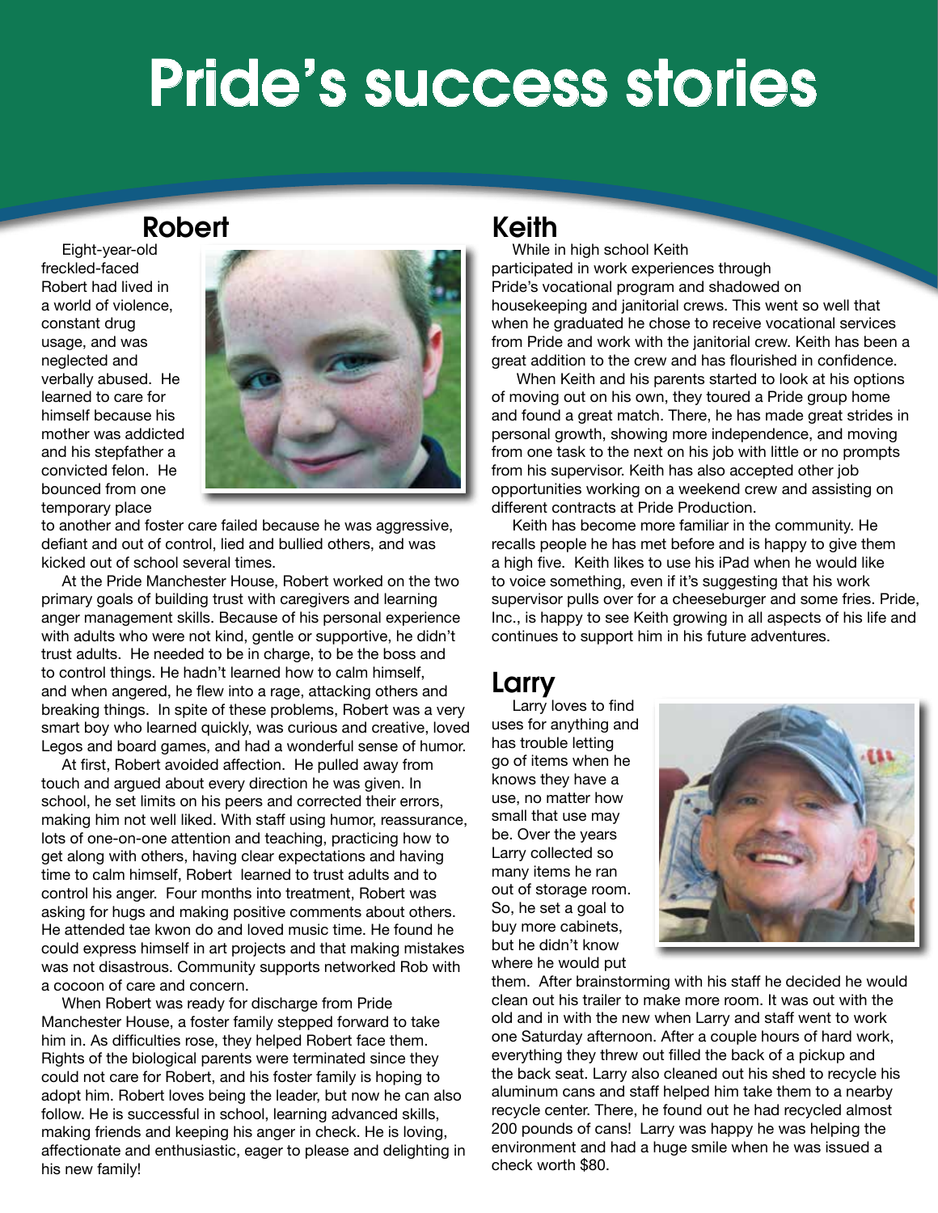# Pride's success stories

## Robert

Eight-year-old freckled-faced Robert had lived in a world of violence, constant drug usage, and was neglected and verbally abused. He learned to care for himself because his mother was addicted and his stepfather a convicted felon. He bounced from one temporary place to another and foster care failed because he was aggressive, defiant and out of control, lied and bullied others, and was kicked out of school several times.

At the Pride Manchester House, Robert worked on the two primary goals of building trust with caregivers and learning anger management skills. Because of his personal experience with adults who were not kind, gentle or supportive, he didn't trust adults. He needed to be in charge, to be the boss and to control things. He hadn't learned how to calm himself, and when angered, he flew into a rage, attacking others and breaking things. In spite of these problems, Robert was a very smart boy who learned quickly, was curious and creative, loved Legos and board games, and had a wonderful sense of humor.

At first, Robert avoided affection. He pulled away from touch and argued about every direction he was given. In school, he set limits on his peers and corrected their errors, making him not well liked. With staff using humor, reassurance, lots of one-on-one attention and teaching, practicing how to get along with others, having clear expectations and having time to calm himself, Robert learned to trust adults and to control his anger. Four months into treatment, Robert was asking for hugs and making positive comments about others. He attended tae kwon do and loved music time. He found he could express himself in art projects and that making mistakes was not disastrous. Community supports networked Rob with a cocoon of care and concern.

When Robert was ready for discharge from Pride Manchester House, a foster family stepped forward to take him in. As difficulties rose, they helped Robert face them. Rights of the biological parents were terminated since they could not care for Robert, and his foster family is hoping to adopt him. Robert loves being the leader, but now he can also follow. He is successful in school, learning advanced skills, making friends and keeping his anger in check. He is loving, affectionate and enthusiastic, eager to please and delighting in his new family!

## Keith

While in high school Keith participated in work experiences through Pride's vocational program and shadowed on housekeeping and janitorial crews. This went so well that when he graduated he chose to receive vocational services from Pride and work with the janitorial crew. Keith has been a great addition to the crew and has flourished in confidence.

When Keith and his parents started to look at his options of moving out on his own, they toured a Pride group home and found a great match. There, he has made great strides in personal growth, showing more independence, and moving from one task to the next on his job with little or no prompts from his supervisor. Keith has also accepted other job opportunities working on a weekend crew and assisting on different contracts at Pride Production.

Keith has become more familiar in the community. He recalls people he has met before and is happy to give them a high five. Keith likes to use his iPad when he would like to voice something, even if it's suggesting that his work supervisor pulls over for a cheeseburger and some fries. Pride, Inc., is happy to see Keith growing in all aspects of his life and continues to support him in his future adventures.

## Larry

Larry loves to find uses for anything and has trouble letting go of items when he knows they have a use, no matter how small that use may be. Over the years Larry collected so many items he ran out of storage room. So, he set a goal to buy more cabinets, but he didn't know where he would put them. After brainstorming with his staff he decided he would clean out his trailer to make more room. It was out with the old and in with the new when Larry and staff went to work one Saturday afternoon. After a couple hours of hard work, everything they threw out filled the back of a pickup and the back seat. Larry also cleaned out his shed to recycle his aluminum cans and staff helped him take them to a nearby recycle center. There, he found out he had recycled almost 200 pounds of cans! Larry was happy he was helping the environment and had a huge smile when he was issued a check worth $80.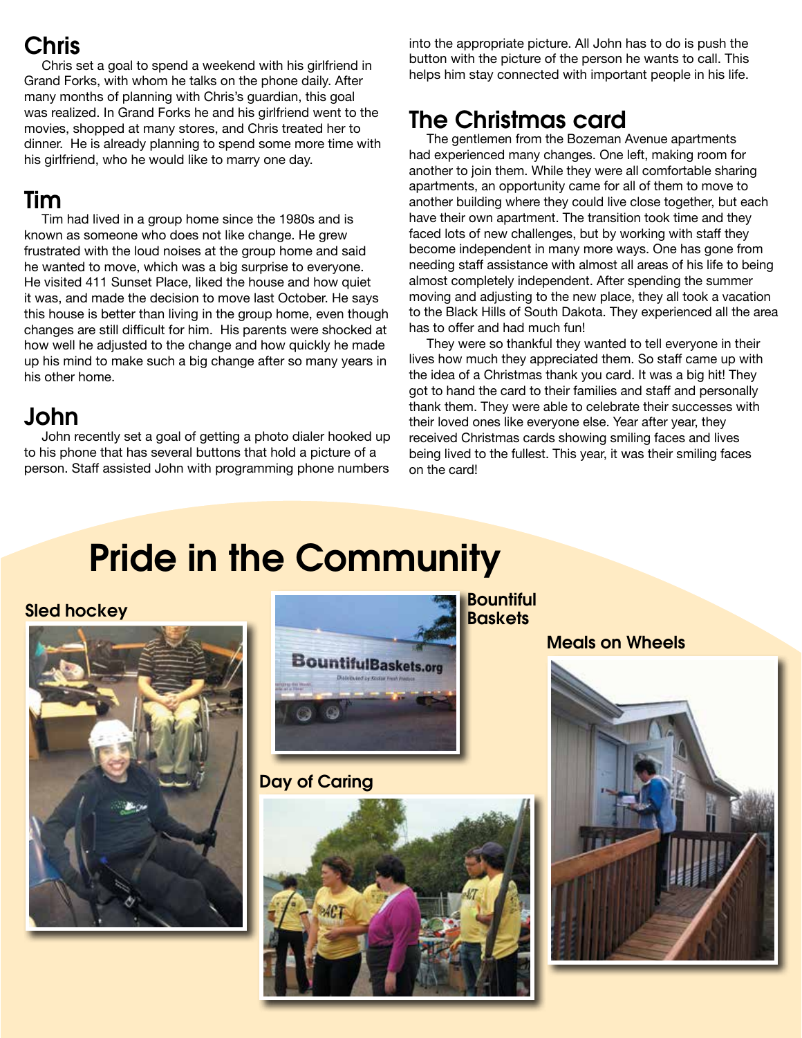## Chris

Chris set a goal to spend a weekend with his girlfriend in Grand Forks, with whom he talks on the phone daily. After many months of planning with Chris's guardian, this goal was realized. In Grand Forks he and his girlfriend went to the movies, shopped at many stores, and Chris treated her to dinner. He is already planning to spend some more time with his girlfriend, who he would like to marry one day.

## Tim

Tim had lived in a group home since the 1980s and is known as someone who does not like change. He grew frustrated with the loud noises at the group home and said he wanted to move, which was a big surprise to everyone. He visited 411 Sunset Place, liked the house and how quiet it was, and made the decision to move last October. He says this house is better than living in the group home, even though changes are still difficult for him. His parents were shocked at how well he adjusted to the change and how quickly he made up his mind to make such a big change after so many years in his other home.

## John

John recently set a goal of getting a photo dialer hooked up to his phone that has several buttons that hold a picture of a person. Staff assisted John with programming phone numbers into the appropriate picture. All John has to do is push the button with the picture of the person he wants to call. This helps him stay connected with important people in his life.

## The Christmas card

The gentlemen from the Bozeman Avenue apartments had experienced many changes. One left, making room for another to join them. While they were all comfortable sharing apartments, an opportunity came for all of them to move to another building where they could live close together, but each have their own apartment. The transition took time and they faced lots of new challenges, but by working with staff they become independent in many more ways. One has gone from needing staff assistance with almost all areas of his life to being almost completely independent. After spending the summer moving and adjusting to the new place, they all took a vacation to the Black Hills of South Dakota. They experienced all the area has to offer and had much fun!

They were so thankful they wanted to tell everyone in their lives how much they appreciated them. So staff came up with the idea of a Christmas thank you card. It was a big hit! They got to hand the card to their families and staff and personally thank them. They were able to celebrate their successes with their loved ones like everyone else. Year after year, they received Christmas cards showing smiling faces and lives being lived to the fullest. This year, it was their smiling faces on the card!

# Pride in the Community

Sled hockey

Bountiful Baskets

Day of Caring

Meals on Wheels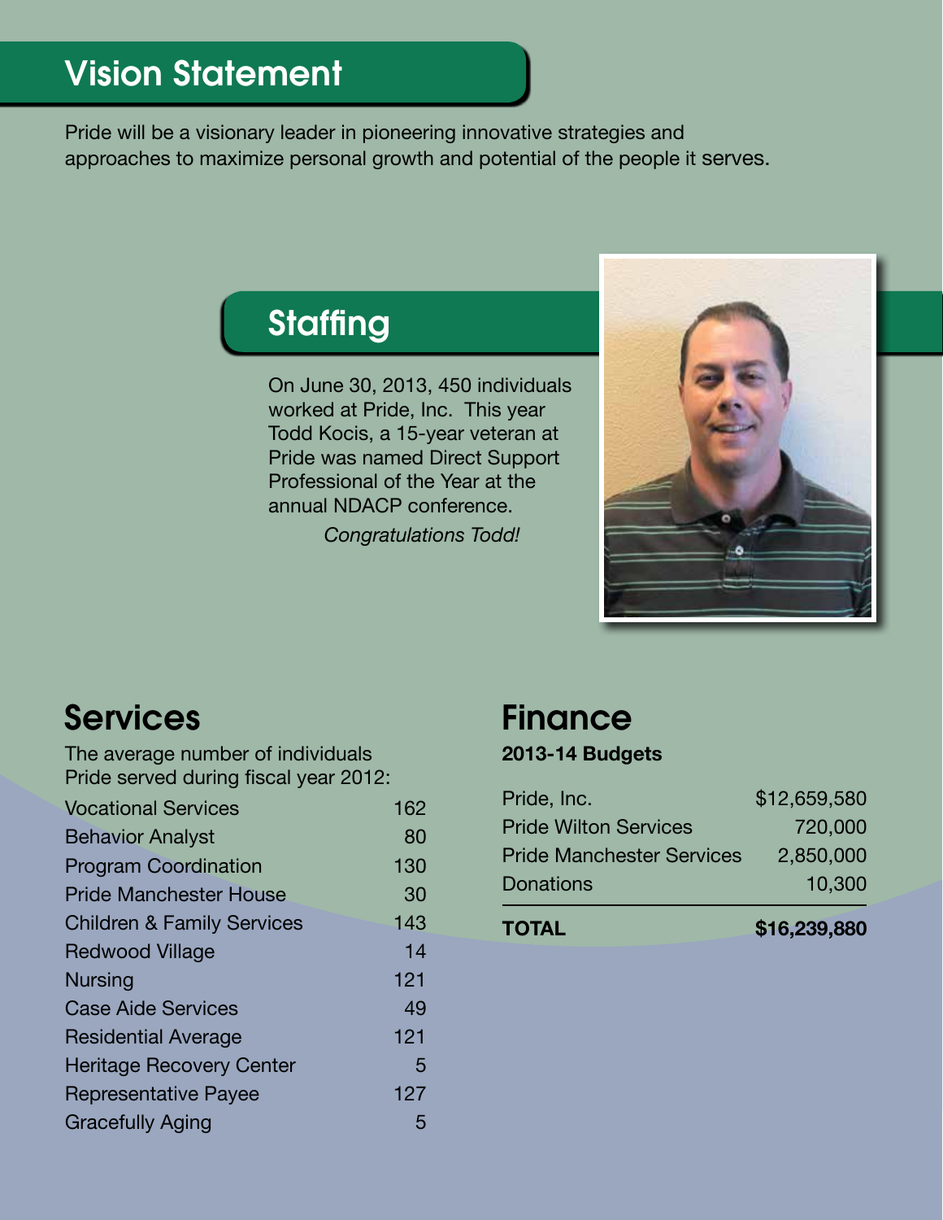## Vision Statement

Pride will be a visionary leader in pioneering innovative strategies and approaches to maximize personal growth and potential of the people it serves.

## Staffing

On June 30, 2013, 450 individuals worked at Pride, Inc. This year Todd Kocis, a 15-year veteran at Pride was named Direct Support Professional of the Year at the annual NDACP conference.

*Congratulations Todd!*

## Services

The average number of individuals Pride served during fiscal year 2012:

| Service | Number |
| --- | --- |
| Vocational Services | 162 |
| Behavior Analyst | 80 |
| Program Coordination | 130 |
| Pride Manchester House | 30 |
| Children & Family Services | 143 |
| Redwood Village | 14 |
| Nursing | 121 |
| Case Aide Services | 49 |
| Residential Average | 121 |
| Heritage Recovery Center | 5 |
| Representative Payee | 127 |
| Gracefully Aging | 5 |

## Finance

**2013-14 Budgets**

| Budget | Amount |
| --- | --- |
| Pride, Inc. | $12,659,580 |
| Pride Wilton Services | 720,000 |
| Pride Manchester Services | 2,850,000 |
| Donations | 10,300 |
| **TOTAL** | **$16,239,880** |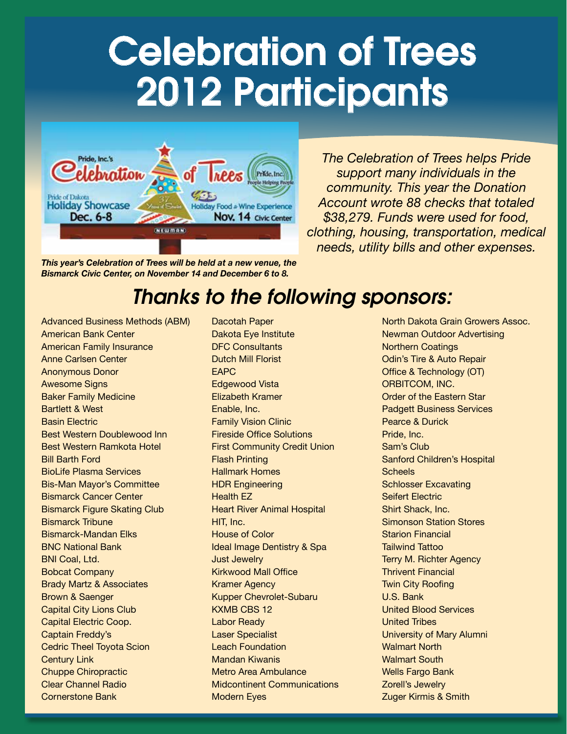# Celebration of Trees 2012 Participants

*This year's Celebration of Trees will be held at a new venue, the Bismarck Civic Center, on November 14 and December 6 to 8.*

*The Celebration of Trees helps Pride support many individuals in the community. This year the Donation Account wrote 88 checks that totaled $38,279. Funds were used for food, clothing, housing, transportation, medical needs, utility bills and other expenses.*

## *Thanks to the following sponsors:*

Advanced Business Methods (ABM)
American Bank Center
American Family Insurance
Anne Carlsen Center
Anonymous Donor
Awesome Signs
Baker Family Medicine
Bartlett & West
Basin Electric
Best Western Doublewood Inn
Best Western Ramkota Hotel
Bill Barth Ford
BioLife Plasma Services
Bis-Man Mayor's Committee
Bismarck Cancer Center
Bismarck Figure Skating Club
Bismarck Tribune
Bismarck-Mandan Elks
BNC National Bank
BNI Coal, Ltd.
Bobcat Company
Brady Martz & Associates
Brown & Saenger
Capital City Lions Club
Capital Electric Coop.
Captain Freddy's
Cedric Theel Toyota Scion
Century Link
Chuppe Chiropractic
Clear Channel Radio
Cornerstone Bank
Dacotah Paper
Dakota Eye Institute
DFC Consultants
Dutch Mill Florist
EAPC
Edgewood Vista
Elizabeth Kramer
Enable, Inc.
Family Vision Clinic
Fireside Office Solutions
First Community Credit Union
Flash Printing
Hallmark Homes
HDR Engineering
Health EZ
Heart River Animal Hospital
HIT, Inc.
House of Color
Ideal Image Dentistry & Spa
Just Jewelry
Kirkwood Mall Office
Kramer Agency
Kupper Chevrolet-Subaru
KXMB CBS 12
Labor Ready
Laser Specialist
Leach Foundation
Mandan Kiwanis
Metro Area Ambulance
Midcontinent Communications
Modern Eyes
North Dakota Grain Growers Assoc.
Newman Outdoor Advertising
Northern Coatings
Odin's Tire & Auto Repair
Office & Technology (OT)
ORBITCOM, INC.
Order of the Eastern Star
Padgett Business Services
Pearce & Durick
Pride, Inc.
Sam's Club
Sanford Children's Hospital
Scheels
Schlosser Excavating
Seifert Electric
Shirt Shack, Inc.
Simonson Station Stores
Starion Financial
Tailwind Tattoo
Terry M. Richter Agency
Thrivent Financial
Twin City Roofing
U.S. Bank
United Blood Services
United Tribes
University of Mary Alumni
Walmart North
Walmart South
Wells Fargo Bank
Zorell's Jewelry
Zuger Kirmis & Smith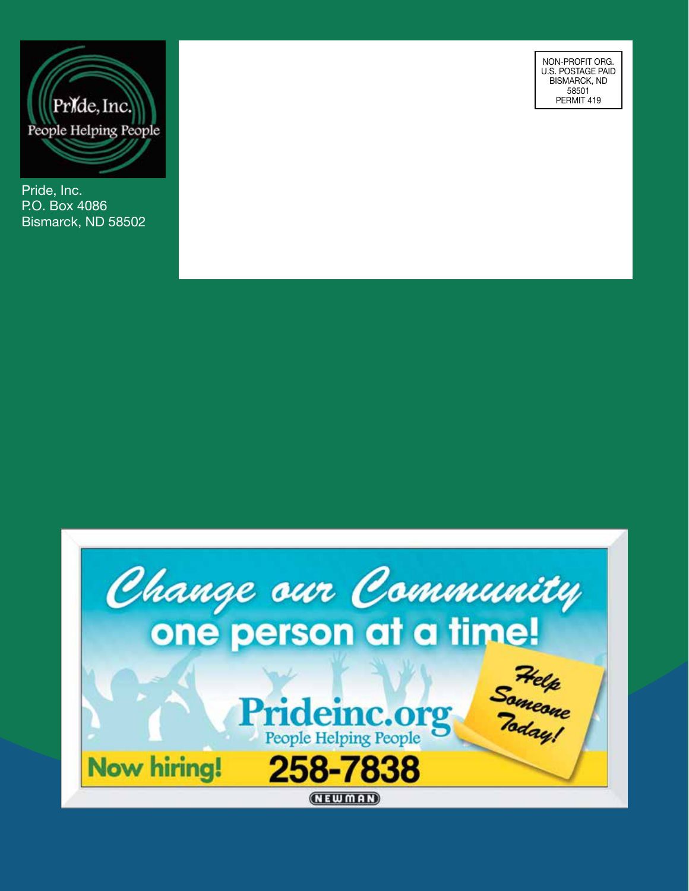Pride, Inc.
People Helping People

Pride, Inc.
P.O. Box 4086
Bismarck, ND 58502

NON-PROFIT ORG.
U.S. POSTAGE PAID
BISMARCK, ND
58501
PERMIT 419

Change our Community
one person at a time!

Prideinc.org
People Helping People

Help Someone Today!

Now hiring! 258-7838

NEWMAN